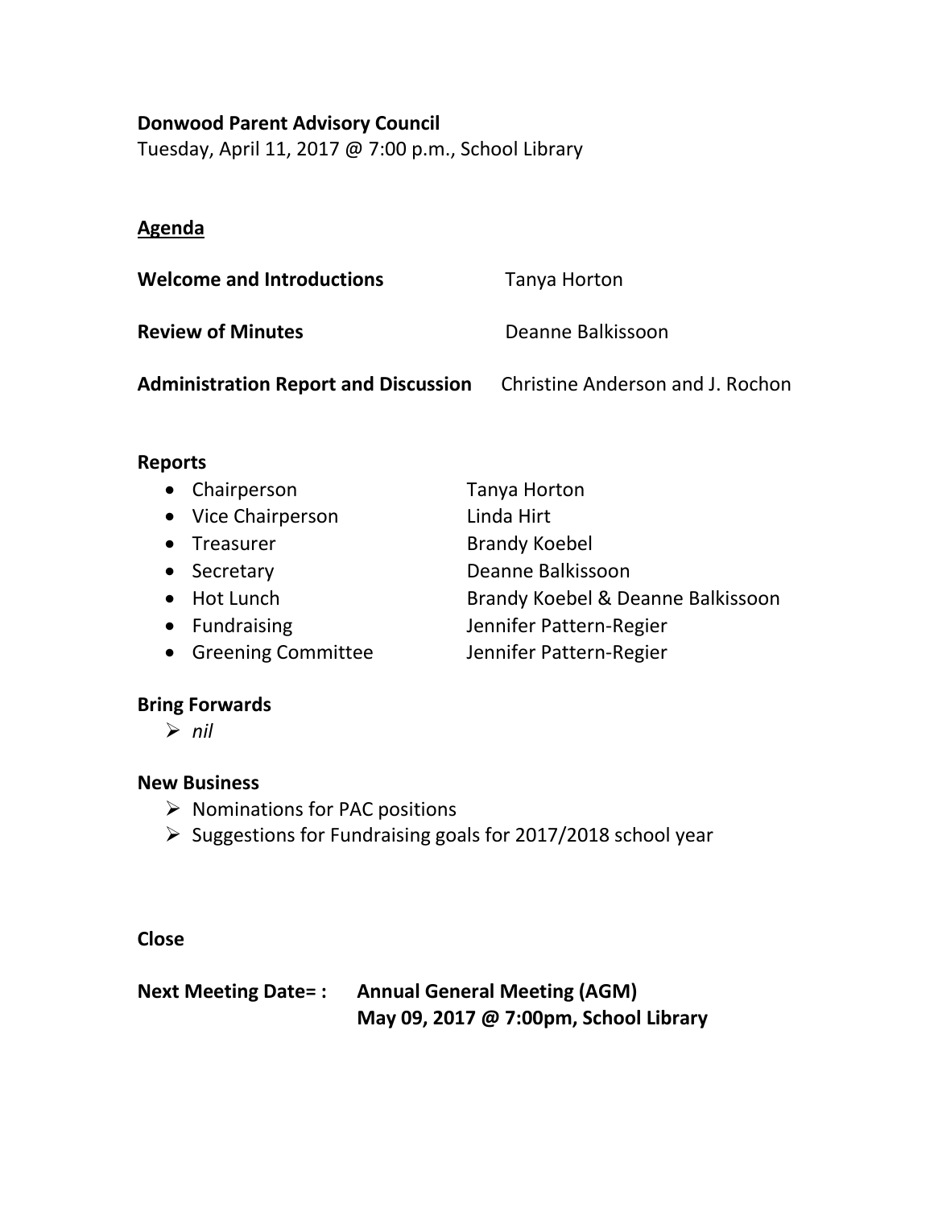**Donwood Parent Advisory Council**

Tuesday, April 11, 2017 @ 7:00 p.m., School Library

## Agenda

| | |
|---|---|
| **Welcome and Introductions** | Tanya Horton |
| **Review of Minutes** | Deanne Balkissoon |
| **Administration Report and Discussion** | Christine Anderson and J. Rochon |

**Reports**

- Chairperson — Tanya Horton
- Vice Chairperson — Linda Hirt
- Treasurer — Brandy Koebel
- Secretary — Deanne Balkissoon
- Hot Lunch — Brandy Koebel & Deanne Balkissoon
- Fundraising — Jennifer Pattern-Regier
- Greening Committee — Jennifer Pattern-Regier

**Bring Forwards**

- *nil*

**New Business**

- Nominations for PAC positions
- Suggestions for Fundraising goals for 2017/2018 school year

**Close**

**Next Meeting Date= :** **Annual General Meeting (AGM)**
**May 09, 2017 @ 7:00pm, School Library**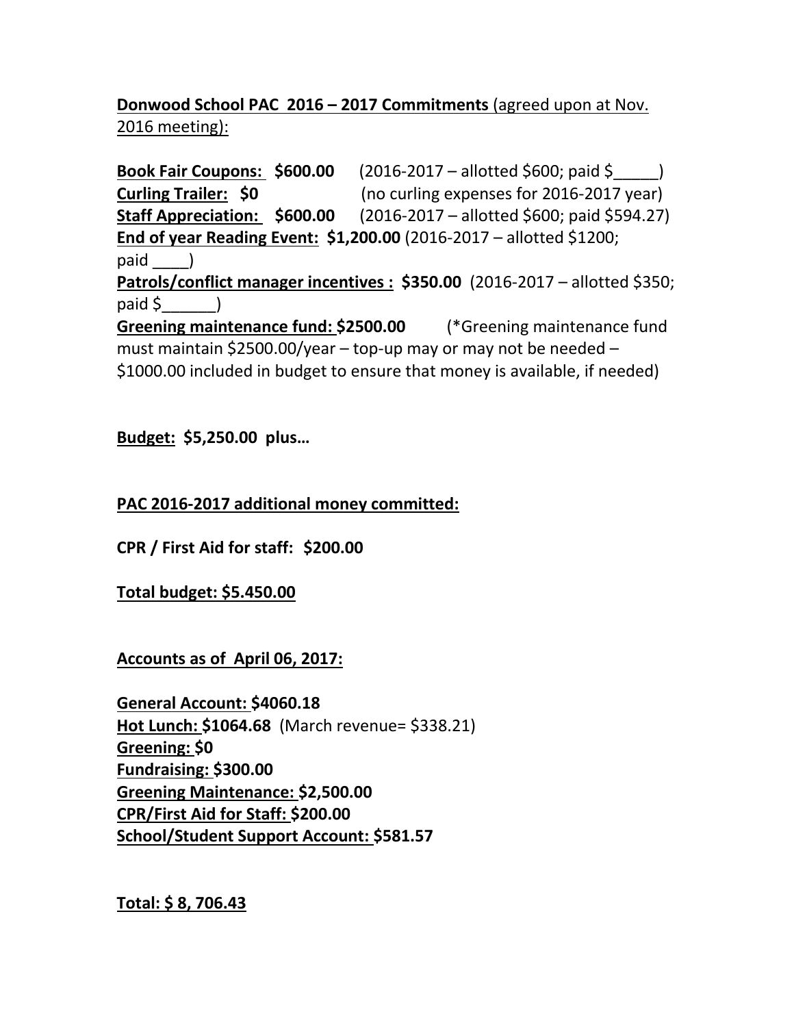**Donwood School PAC 2016 – 2017 Commitments** (agreed upon at Nov. 2016 meeting):

**Book Fair Coupons: $600.00** (2016-2017 – allotted $600; paid $_____)
**Curling Trailer: $0** (no curling expenses for 2016-2017 year)
**Staff Appreciation: $600.00** (2016-2017 – allotted $600; paid $594.27)
**End of year Reading Event: $1,200.00** (2016-2017 – allotted $1200; paid ____)
**Patrols/conflict manager incentives : $350.00** (2016-2017 – allotted $350; paid $______)
**Greening maintenance fund: $2500.00** (*Greening maintenance fund must maintain $2500.00/year – top-up may or may not be needed – $1000.00 included in budget to ensure that money is available, if needed)

**Budget: $5,250.00 plus…**

**PAC 2016-2017 additional money committed:**

**CPR / First Aid for staff: $200.00**

**Total budget: $5.450.00**

**Accounts as of April 06, 2017:**

**General Account: $4060.18**
**Hot Lunch: $1064.68** (March revenue= $338.21)
**Greening: $0**
**Fundraising: $300.00**
**Greening Maintenance: $2,500.00**
**CPR/First Aid for Staff: $200.00**
**School/Student Support Account: $581.57**

**Total: $ 8, 706.43**